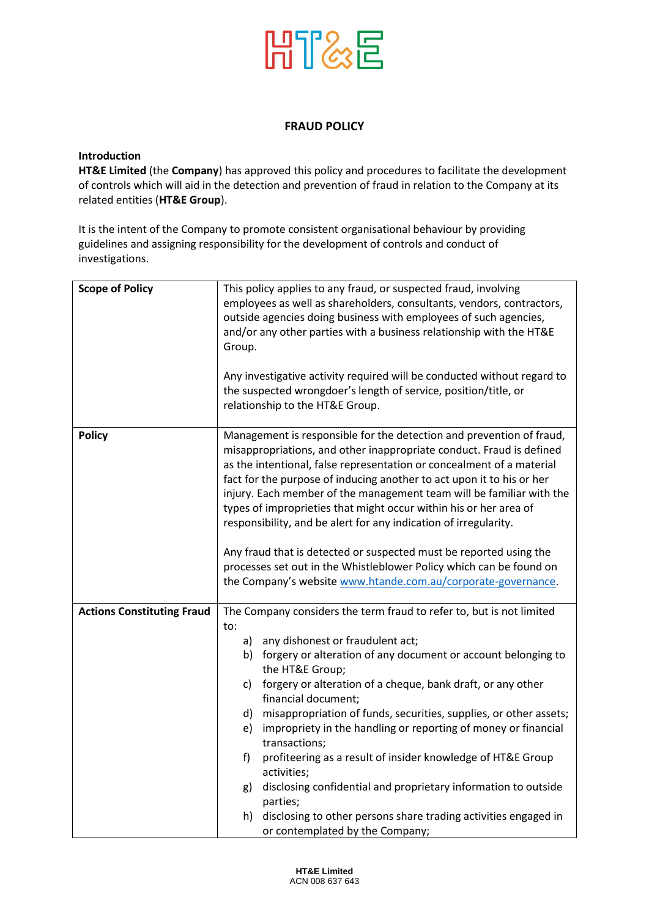# FRAUD POLICY

**Introduction**

**HT&E Limited** (the **Company**) has approved this policy and procedures to facilitate the development of controls which will aid in the detection and prevention of fraud in relation to the Company at its related entities (**HT&E Group**).

It is the intent of the Company to promote consistent organisational behaviour by providing guidelines and assigning responsibility for the development of controls and conduct of investigations.

| | |
|---|---|
| **Scope of Policy** | This policy applies to any fraud, or suspected fraud, involving employees as well as shareholders, consultants, vendors, contractors, outside agencies doing business with employees of such agencies, and/or any other parties with a business relationship with the HT&E Group.<br><br>Any investigative activity required will be conducted without regard to the suspected wrongdoer's length of service, position/title, or relationship to the HT&E Group. |
| **Policy** | Management is responsible for the detection and prevention of fraud, misappropriations, and other inappropriate conduct. Fraud is defined as the intentional, false representation or concealment of a material fact for the purpose of inducing another to act upon it to his or her injury. Each member of the management team will be familiar with the types of improprieties that might occur within his or her area of responsibility, and be alert for any indication of irregularity.<br><br>Any fraud that is detected or suspected must be reported using the processes set out in the Whistleblower Policy which can be found on the Company's website [www.htande.com.au/corporate-governance](http://www.htande.com.au/corporate-governance). |
| **Actions Constituting Fraud** | The Company considers the term fraud to refer to, but is not limited to:<br>a) any dishonest or fraudulent act;<br>b) forgery or alteration of any document or account belonging to the HT&E Group;<br>c) forgery or alteration of a cheque, bank draft, or any other financial document;<br>d) misappropriation of funds, securities, supplies, or other assets;<br>e) impropriety in the handling or reporting of money or financial transactions;<br>f) profiteering as a result of insider knowledge of HT&E Group activities;<br>g) disclosing confidential and proprietary information to outside parties;<br>h) disclosing to other persons share trading activities engaged in or contemplated by the Company; |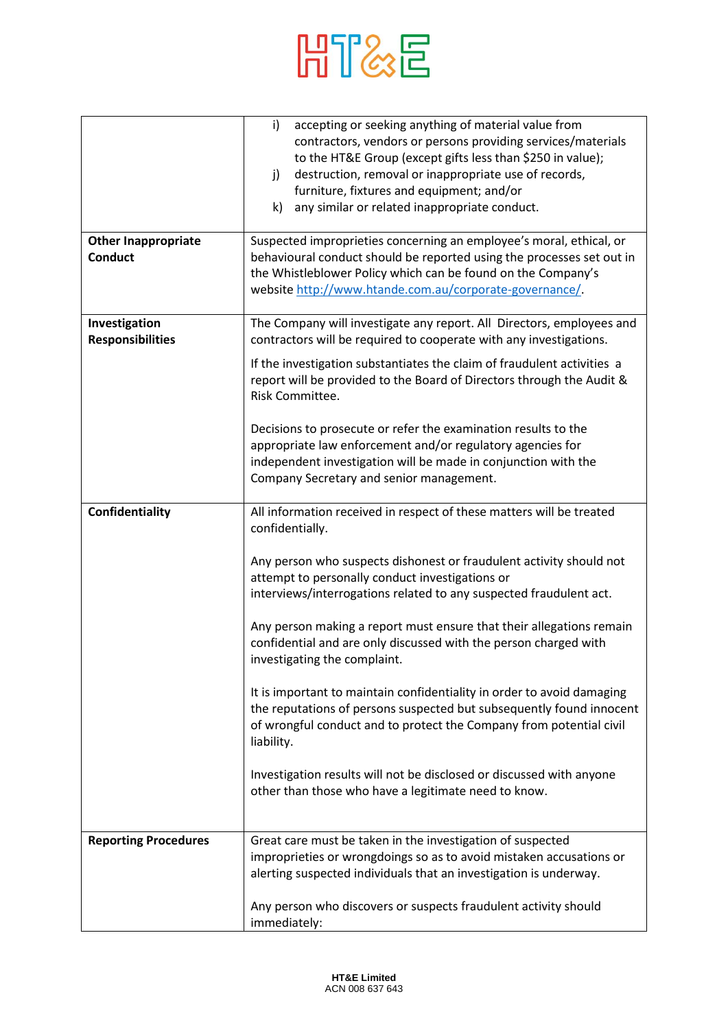| | |
|---|---|
| | i) accepting or seeking anything of material value from contractors, vendors or persons providing services/materials to the HT&E Group (except gifts less than $250 in value);<br>j) destruction, removal or inappropriate use of records, furniture, fixtures and equipment; and/or<br>k) any similar or related inappropriate conduct. |
| **Other Inappropriate Conduct** | Suspected improprieties concerning an employee's moral, ethical, or behavioural conduct should be reported using the processes set out in the Whistleblower Policy which can be found on the Company's website [http://www.htande.com.au/corporate-governance/](http://www.htande.com.au/corporate-governance/). |
| **Investigation Responsibilities** | The Company will investigate any report. All Directors, employees and contractors will be required to cooperate with any investigations.<br><br>If the investigation substantiates the claim of fraudulent activities a report will be provided to the Board of Directors through the Audit & Risk Committee.<br><br>Decisions to prosecute or refer the examination results to the appropriate law enforcement and/or regulatory agencies for independent investigation will be made in conjunction with the Company Secretary and senior management. |
| **Confidentiality** | All information received in respect of these matters will be treated confidentially.<br><br>Any person who suspects dishonest or fraudulent activity should not attempt to personally conduct investigations or interviews/interrogations related to any suspected fraudulent act.<br><br>Any person making a report must ensure that their allegations remain confidential and are only discussed with the person charged with investigating the complaint.<br><br>It is important to maintain confidentiality in order to avoid damaging the reputations of persons suspected but subsequently found innocent of wrongful conduct and to protect the Company from potential civil liability.<br><br>Investigation results will not be disclosed or discussed with anyone other than those who have a legitimate need to know. |
| **Reporting Procedures** | Great care must be taken in the investigation of suspected improprieties or wrongdoings so as to avoid mistaken accusations or alerting suspected individuals that an investigation is underway.<br><br>Any person who discovers or suspects fraudulent activity should immediately: |

**HT&E Limited**
ACN 008 637 643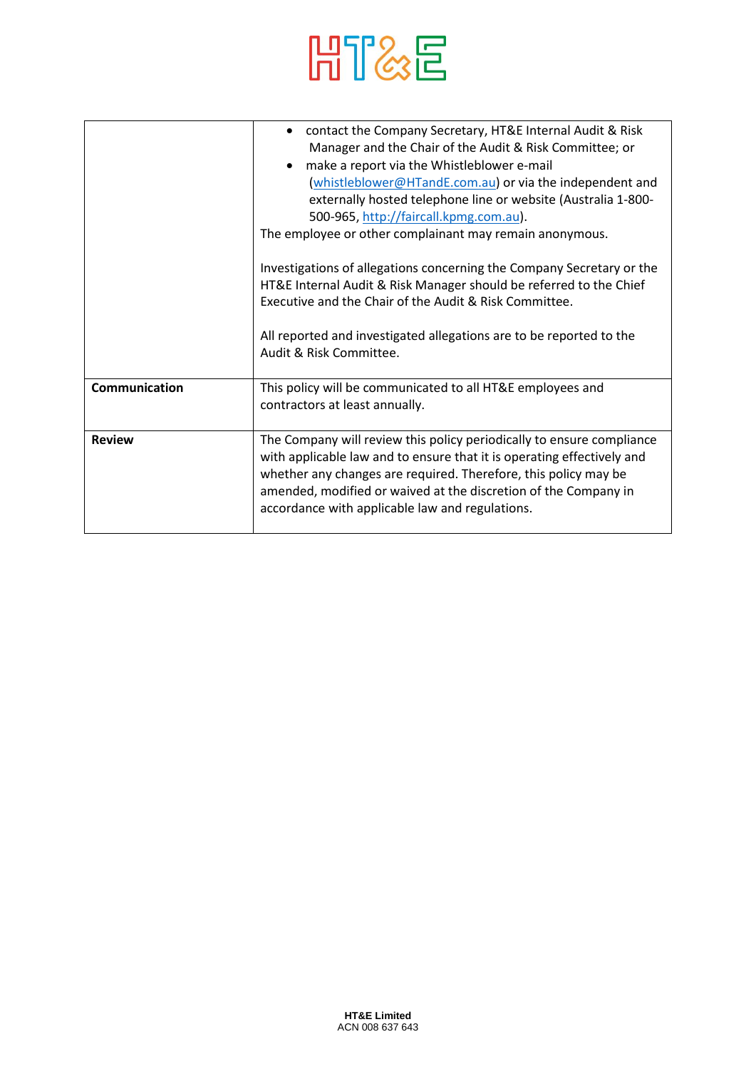| | |
|---|---|
| | • contact the Company Secretary, HT&E Internal Audit & Risk Manager and the Chair of the Audit & Risk Committee; or<br>• make a report via the Whistleblower e-mail (whistleblower@HTandE.com.au) or via the independent and externally hosted telephone line or website (Australia 1-800-500-965, http://faircall.kpmg.com.au).<br>The employee or other complainant may remain anonymous.<br><br>Investigations of allegations concerning the Company Secretary or the HT&E Internal Audit & Risk Manager should be referred to the Chief Executive and the Chair of the Audit & Risk Committee.<br><br>All reported and investigated allegations are to be reported to the Audit & Risk Committee. |
| **Communication** | This policy will be communicated to all HT&E employees and contractors at least annually. |
| **Review** | The Company will review this policy periodically to ensure compliance with applicable law and to ensure that it is operating effectively and whether any changes are required. Therefore, this policy may be amended, modified or waived at the discretion of the Company in accordance with applicable law and regulations. |